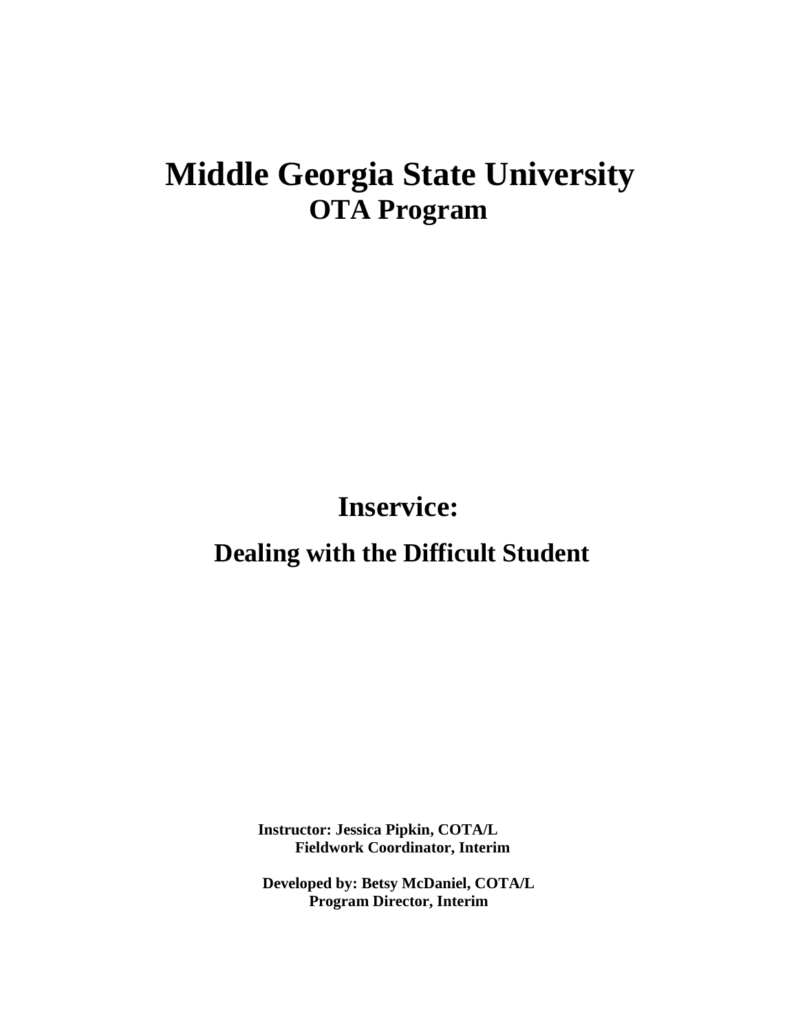# Middle Georgia State University

## OTA Program

# Inservice:

## Dealing with the Difficult Student

**Instructor: Jessica Pipkin, COTA/L**
**Fieldwork Coordinator, Interim**

**Developed by: Betsy McDaniel, COTA/L**
**Program Director, Interim**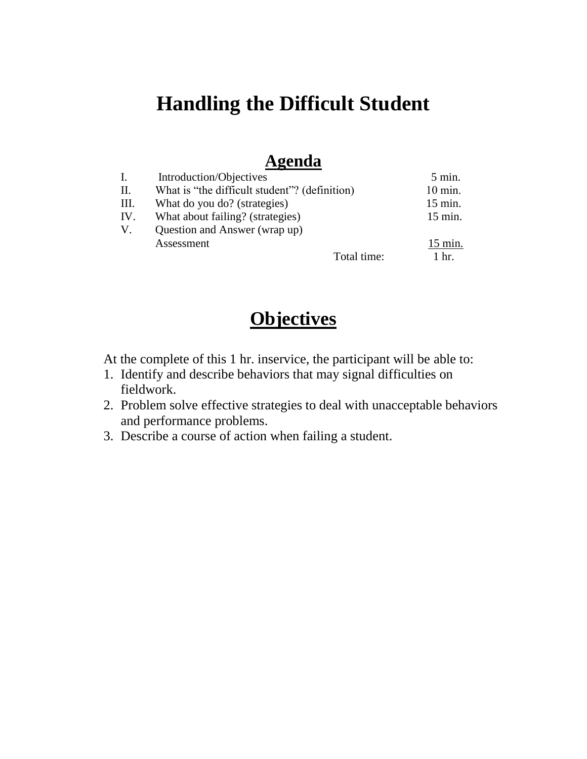# Handling the Difficult Student

## Agenda

| | | |
|---|---|---|
| I. | Introduction/Objectives | 5 min. |
| II. | What is "the difficult student"? (definition) | 10 min. |
| III. | What do you do? (strategies) | 15 min. |
| IV. | What about failing? (strategies) | 15 min. |
| V. | Question and Answer (wrap up) Assessment | 15 min. |
| | Total time: | 1 hr. |

## Objectives

At the complete of this 1 hr. inservice, the participant will be able to:

1. Identify and describe behaviors that may signal difficulties on fieldwork.
2. Problem solve effective strategies to deal with unacceptable behaviors and performance problems.
3. Describe a course of action when failing a student.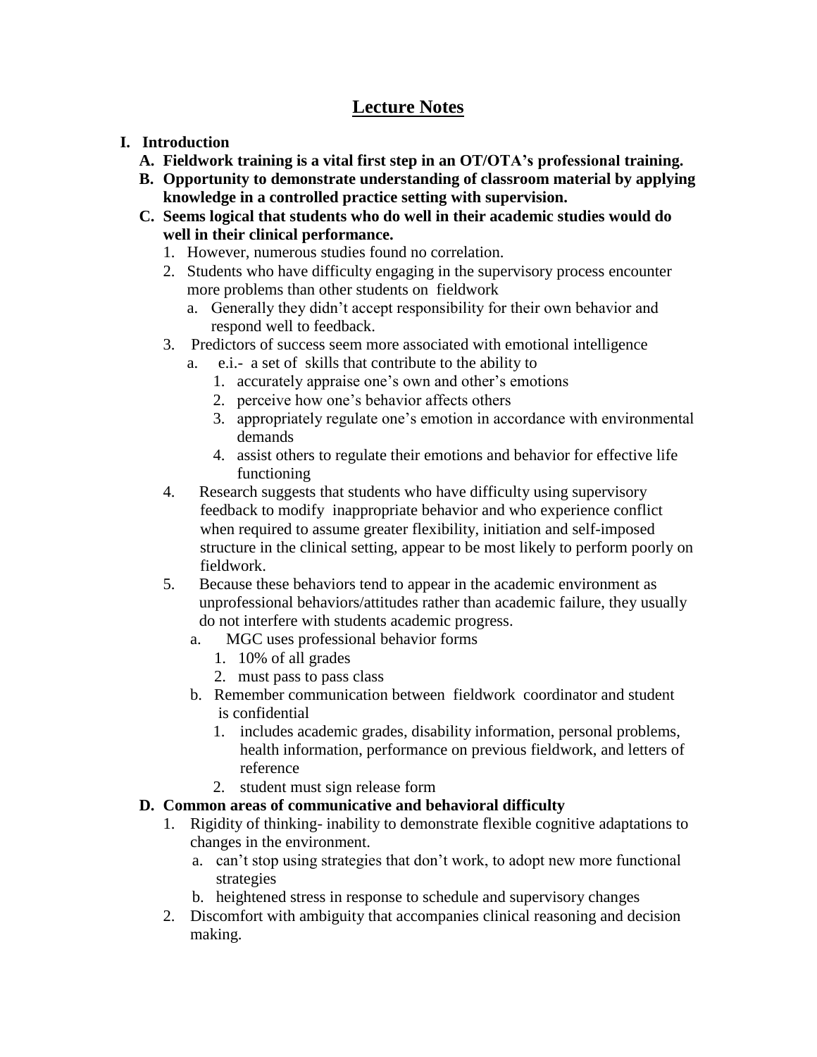# Lecture Notes

- **I. Introduction**
  - **A. Fieldwork training is a vital first step in an OT/OTA's professional training.**
  - **B. Opportunity to demonstrate understanding of classroom material by applying knowledge in a controlled practice setting with supervision.**
  - **C. Seems logical that students who do well in their academic studies would do well in their clinical performance.**
    1. However, numerous studies found no correlation.
    2. Students who have difficulty engaging in the supervisory process encounter more problems than other students on fieldwork
       - a. Generally they didn't accept responsibility for their own behavior and respond well to feedback.
    3. Predictors of success seem more associated with emotional intelligence
       - a. e.i.- a set of skills that contribute to the ability to
         1. accurately appraise one's own and other's emotions
         2. perceive how one's behavior affects others
         3. appropriately regulate one's emotion in accordance with environmental demands
         4. assist others to regulate their emotions and behavior for effective life functioning
    4. Research suggests that students who have difficulty using supervisory feedback to modify inappropriate behavior and who experience conflict when required to assume greater flexibility, initiation and self-imposed structure in the clinical setting, appear to be most likely to perform poorly on fieldwork.
    5. Because these behaviors tend to appear in the academic environment as unprofessional behaviors/attitudes rather than academic failure, they usually do not interfere with students academic progress.
       - a. MGC uses professional behavior forms
         1. 10% of all grades
         2. must pass to pass class
       - b. Remember communication between fieldwork coordinator and student is confidential
         1. includes academic grades, disability information, personal problems, health information, performance on previous fieldwork, and letters of reference
         2. student must sign release form
  - **D. Common areas of communicative and behavioral difficulty**
    1. Rigidity of thinking- inability to demonstrate flexible cognitive adaptations to changes in the environment.
       - a. can't stop using strategies that don't work, to adopt new more functional strategies
       - b. heightened stress in response to schedule and supervisory changes
    2. Discomfort with ambiguity that accompanies clinical reasoning and decision making.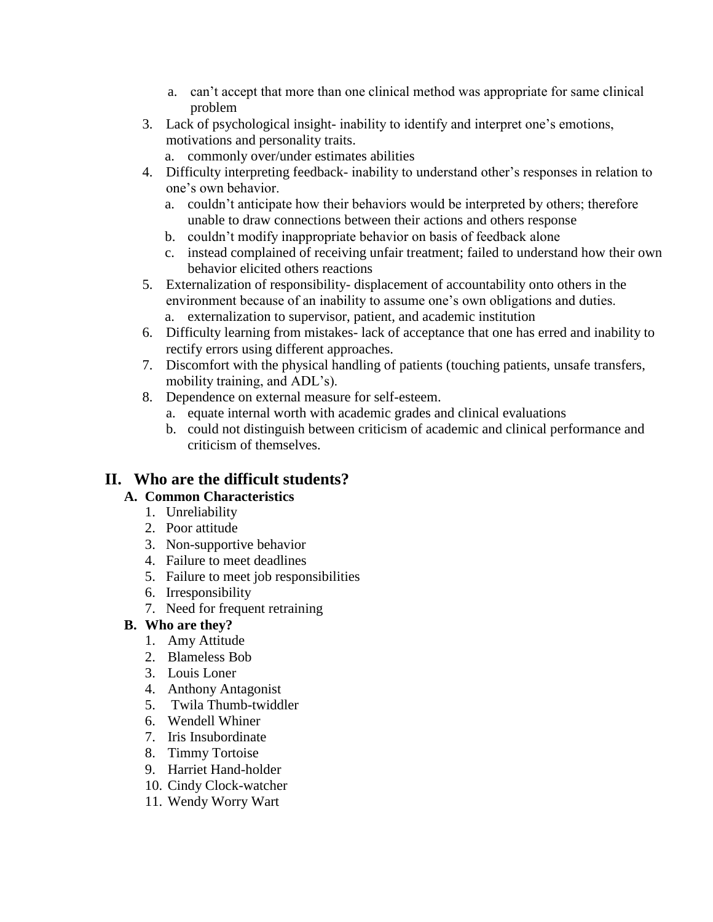a. can't accept that more than one clinical method was appropriate for same clinical problem

3. Lack of psychological insight- inability to identify and interpret one's emotions, motivations and personality traits.
   a. commonly over/under estimates abilities
4. Difficulty interpreting feedback- inability to understand other's responses in relation to one's own behavior.
   a. couldn't anticipate how their behaviors would be interpreted by others; therefore unable to draw connections between their actions and others response
   b. couldn't modify inappropriate behavior on basis of feedback alone
   c. instead complained of receiving unfair treatment; failed to understand how their own behavior elicited others reactions
5. Externalization of responsibility- displacement of accountability onto others in the environment because of an inability to assume one's own obligations and duties.
   a. externalization to supervisor, patient, and academic institution
6. Difficulty learning from mistakes- lack of acceptance that one has erred and inability to rectify errors using different approaches.
7. Discomfort with the physical handling of patients (touching patients, unsafe transfers, mobility training, and ADL's).
8. Dependence on external measure for self-esteem.
   a. equate internal worth with academic grades and clinical evaluations
   b. could not distinguish between criticism of academic and clinical performance and criticism of themselves.

## II. Who are the difficult students?

### A. Common Characteristics

1. Unreliability
2. Poor attitude
3. Non-supportive behavior
4. Failure to meet deadlines
5. Failure to meet job responsibilities
6. Irresponsibility
7. Need for frequent retraining

### B. Who are they?

1. Amy Attitude
2. Blameless Bob
3. Louis Loner
4. Anthony Antagonist
5. Twila Thumb-twiddler
6. Wendell Whiner
7. Iris Insubordinate
8. Timmy Tortoise
9. Harriet Hand-holder
10. Cindy Clock-watcher
11. Wendy Worry Wart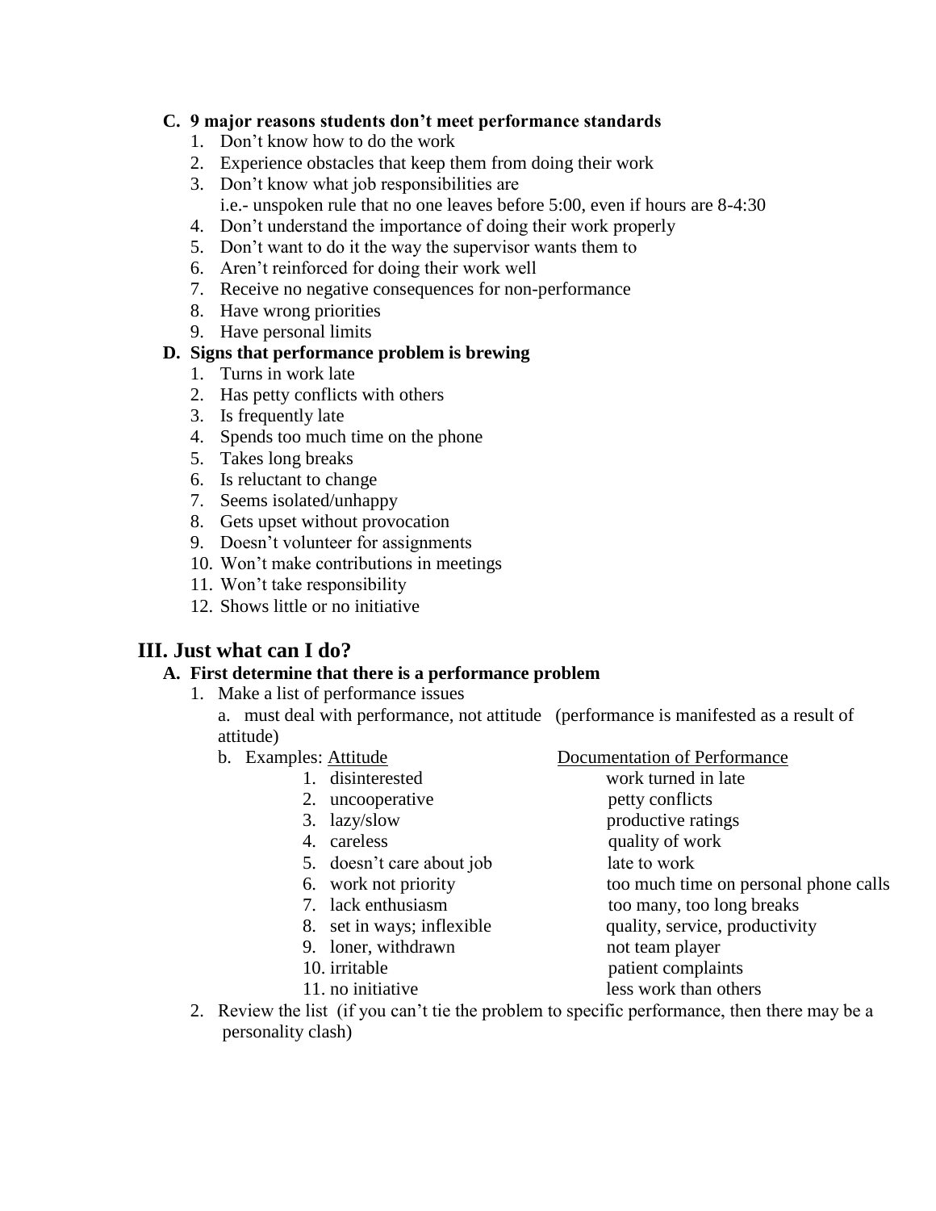**C. 9 major reasons students don't meet performance standards**

1. Don't know how to do the work
2. Experience obstacles that keep them from doing their work
3. Don't know what job responsibilities are
   i.e.- unspoken rule that no one leaves before 5:00, even if hours are 8-4:30
4. Don't understand the importance of doing their work properly
5. Don't want to do it the way the supervisor wants them to
6. Aren't reinforced for doing their work well
7. Receive no negative consequences for non-performance
8. Have wrong priorities
9. Have personal limits

**D. Signs that performance problem is brewing**

1. Turns in work late
2. Has petty conflicts with others
3. Is frequently late
4. Spends too much time on the phone
5. Takes long breaks
6. Is reluctant to change
7. Seems isolated/unhappy
8. Gets upset without provocation
9. Doesn't volunteer for assignments
10. Won't make contributions in meetings
11. Won't take responsibility
12. Shows little or no initiative

## III. Just what can I do?

**A. First determine that there is a performance problem**

1. Make a list of performance issues
   a. must deal with performance, not attitude (performance is manifested as a result of attitude)
   b. Examples:

| Attitude | Documentation of Performance |
|---|---|
| 1. disinterested | work turned in late |
| 2. uncooperative | petty conflicts |
| 3. lazy/slow | productive ratings |
| 4. careless | quality of work |
| 5. doesn't care about job | late to work |
| 6. work not priority | too much time on personal phone calls |
| 7. lack enthusiasm | too many, too long breaks |
| 8. set in ways; inflexible | quality, service, productivity |
| 9. loner, withdrawn | not team player |
| 10. irritable | patient complaints |
| 11. no initiative | less work than others |

2. Review the list (if you can't tie the problem to specific performance, then there may be a personality clash)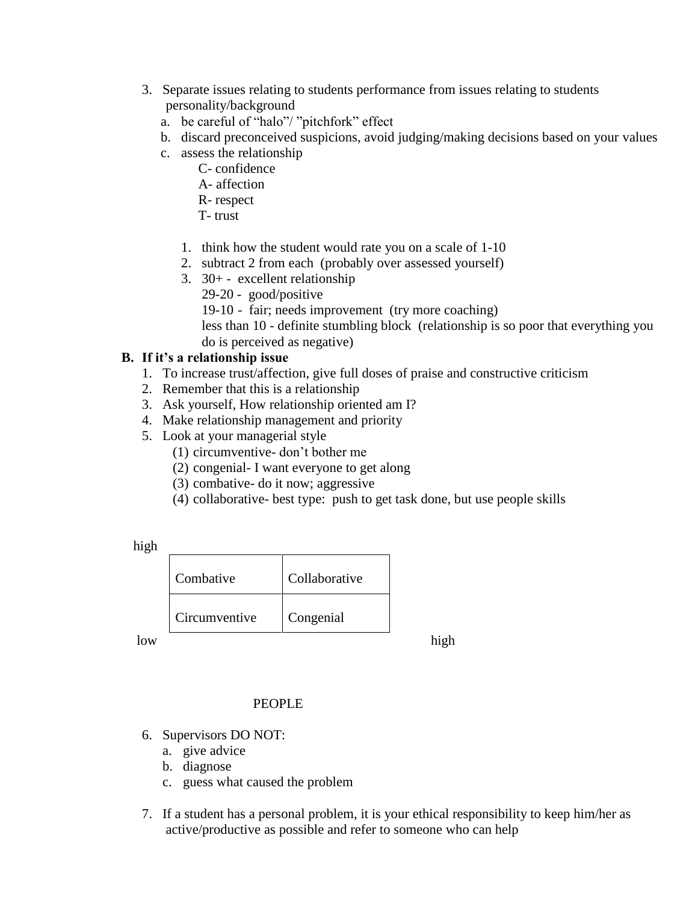3. Separate issues relating to students performance from issues relating to students personality/background
   a. be careful of "halo"/ "pitchfork" effect
   b. discard preconceived suspicions, avoid judging/making decisions based on your values
   c. assess the relationship

      C- confidence
      A- affection
      R- respect
      T- trust

      1. think how the student would rate you on a scale of 1-10
      2. subtract 2 from each (probably over assessed yourself)
      3. 30+ - excellent relationship
         29-20 - good/positive
         19-10 - fair; needs improvement (try more coaching)
         less than 10 - definite stumbling block (relationship is so poor that everything you do is perceived as negative)

**B. If it's a relationship issue**

1. To increase trust/affection, give full doses of praise and constructive criticism
2. Remember that this is a relationship
3. Ask yourself, How relationship oriented am I?
4. Make relationship management and priority
5. Look at your managerial style
   (1) circumventive- don't bother me
   (2) congenial- I want everyone to get along
   (3) combative- do it now; aggressive
   (4) collaborative- best type: push to get task done, but use people skills

high

| Combative | Collaborative |
|---|---|
| Circumventive | Congenial |

low                                        high

PEOPLE

6. Supervisors DO NOT:
   a. give advice
   b. diagnose
   c. guess what caused the problem

7. If a student has a personal problem, it is your ethical responsibility to keep him/her as active/productive as possible and refer to someone who can help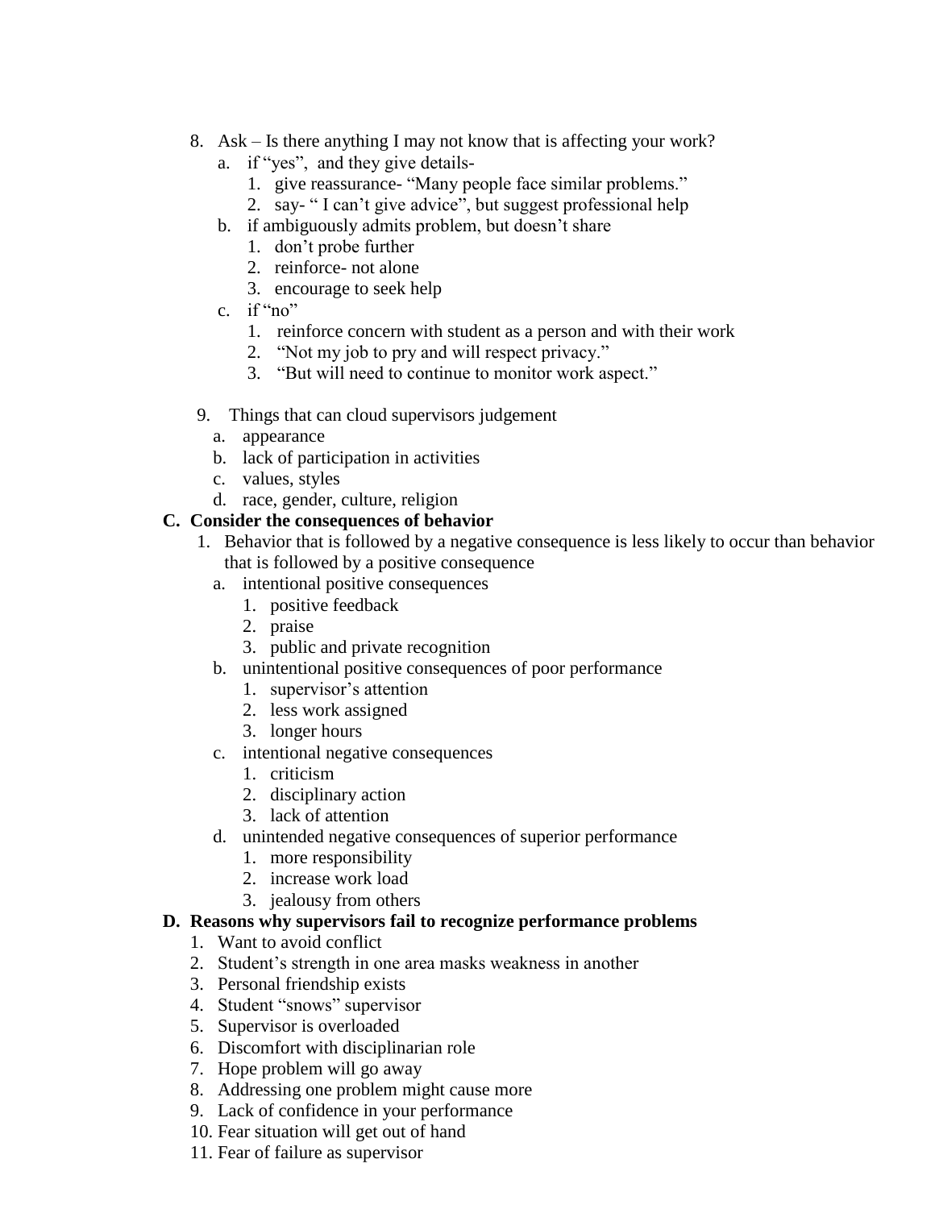8. Ask – Is there anything I may not know that is affecting your work?
    a. if "yes", and they give details-
        1. give reassurance- "Many people face similar problems."
        2. say- " I can't give advice", but suggest professional help
    b. if ambiguously admits problem, but doesn't share
        1. don't probe further
        2. reinforce- not alone
        3. encourage to seek help
    c. if "no"
        1. reinforce concern with student as a person and with their work
        2. "Not my job to pry and will respect privacy."
        3. "But will need to continue to monitor work aspect."

9. Things that can cloud supervisors judgement
    a. appearance
    b. lack of participation in activities
    c. values, styles
    d. race, gender, culture, religion

**C. Consider the consequences of behavior**

1. Behavior that is followed by a negative consequence is less likely to occur than behavior that is followed by a positive consequence
    a. intentional positive consequences
        1. positive feedback
        2. praise
        3. public and private recognition
    b. unintentional positive consequences of poor performance
        1. supervisor's attention
        2. less work assigned
        3. longer hours
    c. intentional negative consequences
        1. criticism
        2. disciplinary action
        3. lack of attention
    d. unintended negative consequences of superior performance
        1. more responsibility
        2. increase work load
        3. jealousy from others

**D. Reasons why supervisors fail to recognize performance problems**

1. Want to avoid conflict
2. Student's strength in one area masks weakness in another
3. Personal friendship exists
4. Student "snows" supervisor
5. Supervisor is overloaded
6. Discomfort with disciplinarian role
7. Hope problem will go away
8. Addressing one problem might cause more
9. Lack of confidence in your performance
10. Fear situation will get out of hand
11. Fear of failure as supervisor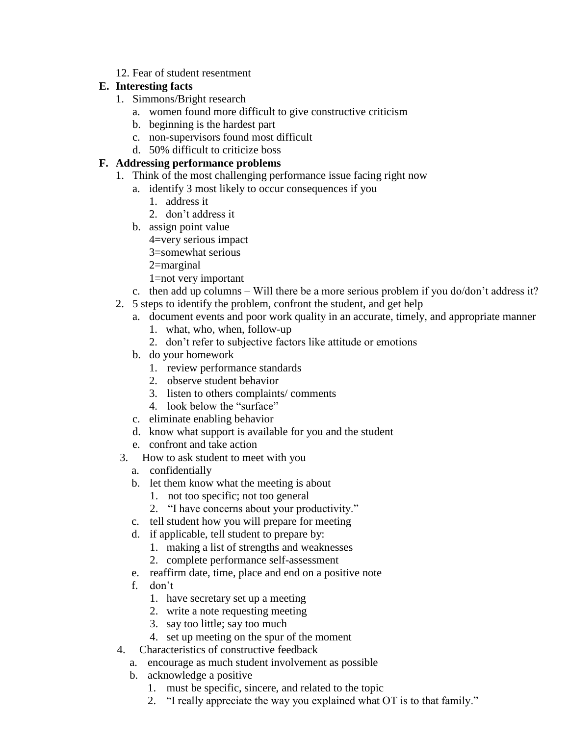12. Fear of student resentment

**E. Interesting facts**

1. Simmons/Bright research
   a. women found more difficult to give constructive criticism
   b. beginning is the hardest part
   c. non-supervisors found most difficult
   d. 50% difficult to criticize boss

**F. Addressing performance problems**

1. Think of the most challenging performance issue facing right now
   a. identify 3 most likely to occur consequences if you
      1. address it
      2. don't address it
   b. assign point value
      4=very serious impact
      3=somewhat serious
      2=marginal
      1=not very important
   c. then add up columns – Will there be a more serious problem if you do/don't address it?
2. 5 steps to identify the problem, confront the student, and get help
   a. document events and poor work quality in an accurate, timely, and appropriate manner
      1. what, who, when, follow-up
      2. don't refer to subjective factors like attitude or emotions
   b. do your homework
      1. review performance standards
      2. observe student behavior
      3. listen to others complaints/ comments
      4. look below the "surface"
   c. eliminate enabling behavior
   d. know what support is available for you and the student
   e. confront and take action
3. How to ask student to meet with you
   a. confidentially
   b. let them know what the meeting is about
      1. not too specific; not too general
      2. "I have concerns about your productivity."
   c. tell student how you will prepare for meeting
   d. if applicable, tell student to prepare by:
      1. making a list of strengths and weaknesses
      2. complete performance self-assessment
   e. reaffirm date, time, place and end on a positive note
   f. don't
      1. have secretary set up a meeting
      2. write a note requesting meeting
      3. say too little; say too much
      4. set up meeting on the spur of the moment
4. Characteristics of constructive feedback
   a. encourage as much student involvement as possible
   b. acknowledge a positive
      1. must be specific, sincere, and related to the topic
      2. "I really appreciate the way you explained what OT is to that family."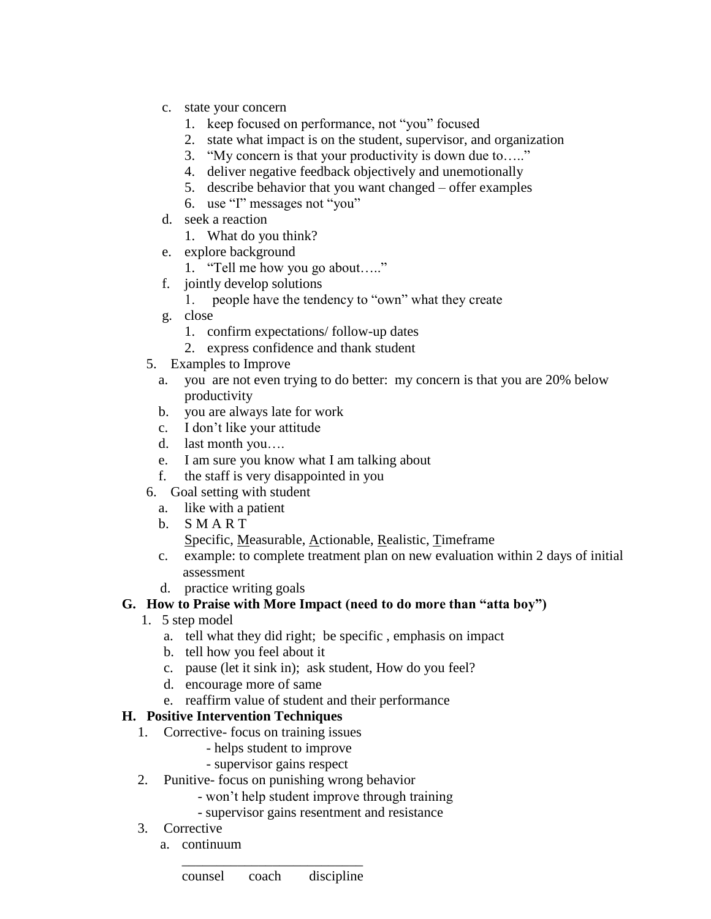c. state your concern
   1. keep focused on performance, not "you" focused
   2. state what impact is on the student, supervisor, and organization
   3. "My concern is that your productivity is down due to….."
   4. deliver negative feedback objectively and unemotionally
   5. describe behavior that you want changed – offer examples
   6. use "I" messages not "you"

d. seek a reaction
   1. What do you think?

e. explore background
   1. "Tell me how you go about….."

f. jointly develop solutions
   1. people have the tendency to "own" what they create

g. close
   1. confirm expectations/ follow-up dates
   2. express confidence and thank student

5. Examples to Improve
   a. you are not even trying to do better: my concern is that you are 20% below productivity
   b. you are always late for work
   c. I don't like your attitude
   d. last month you….
   e. I am sure you know what I am talking about
   f. the staff is very disappointed in you

6. Goal setting with student
   a. like with a patient
   b. S M A R T
      Specific, Measurable, Actionable, Realistic, Timeframe
   c. example: to complete treatment plan on new evaluation within 2 days of initial assessment
   d. practice writing goals

**G. How to Praise with More Impact (need to do more than "atta boy")**

1. 5 step model
   a. tell what they did right; be specific , emphasis on impact
   b. tell how you feel about it
   c. pause (let it sink in); ask student, How do you feel?
   d. encourage more of same
   e. reaffirm value of student and their performance

**H. Positive Intervention Techniques**

1. Corrective- focus on training issues
   - helps student to improve
   - supervisor gains respect
2. Punitive- focus on punishing wrong behavior
   - won't help student improve through training
   - supervisor gains resentment and resistance
3. Corrective
   a. continuum

      ___________________________
      counsel coach discipline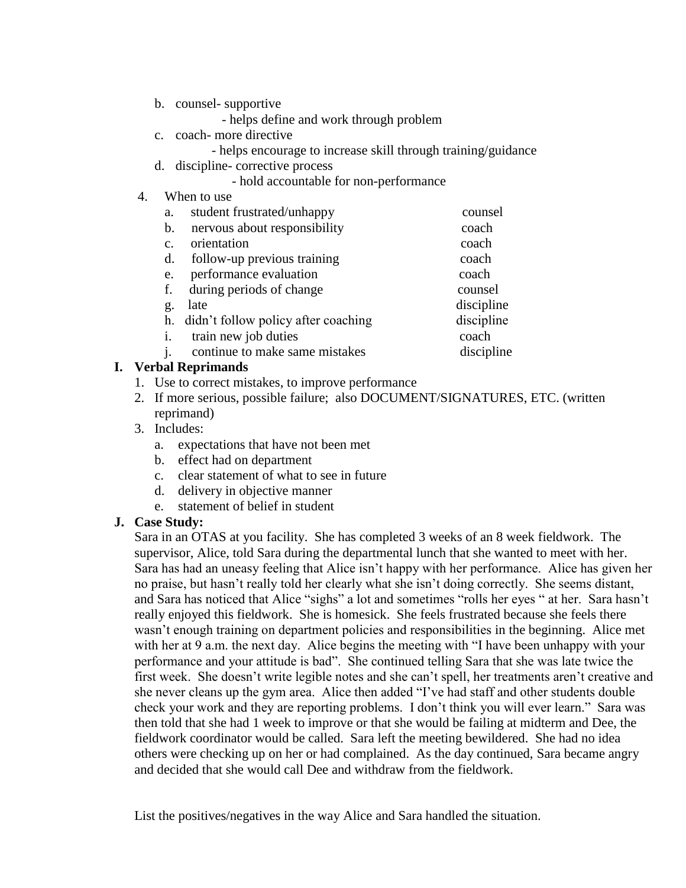b. counsel- supportive
   - helps define and work through problem
c. coach- more directive
   - helps encourage to increase skill through training/guidance
d. discipline- corrective process
   - hold accountable for non-performance

4. When to use

| | | |
|---|---|---|
| a. | student frustrated/unhappy | counsel |
| b. | nervous about responsibility | coach |
| c. | orientation | coach |
| d. | follow-up previous training | coach |
| e. | performance evaluation | coach |
| f. | during periods of change | counsel |
| g. | late | discipline |
| h. | didn't follow policy after coaching | discipline |
| i. | train new job duties | coach |
| j. | continue to make same mistakes | discipline |

**I. Verbal Reprimands**

1. Use to correct mistakes, to improve performance
2. If more serious, possible failure; also DOCUMENT/SIGNATURES, ETC. (written reprimand)
3. Includes:
   a. expectations that have not been met
   b. effect had on department
   c. clear statement of what to see in future
   d. delivery in objective manner
   e. statement of belief in student

**J. Case Study:**

Sara in an OTAS at you facility. She has completed 3 weeks of an 8 week fieldwork. The supervisor, Alice, told Sara during the departmental lunch that she wanted to meet with her. Sara has had an uneasy feeling that Alice isn't happy with her performance. Alice has given her no praise, but hasn't really told her clearly what she isn't doing correctly. She seems distant, and Sara has noticed that Alice "sighs" a lot and sometimes "rolls her eyes " at her. Sara hasn't really enjoyed this fieldwork. She is homesick. She feels frustrated because she feels there wasn't enough training on department policies and responsibilities in the beginning. Alice met with her at 9 a.m. the next day. Alice begins the meeting with "I have been unhappy with your performance and your attitude is bad". She continued telling Sara that she was late twice the first week. She doesn't write legible notes and she can't spell, her treatments aren't creative and she never cleans up the gym area. Alice then added "I've had staff and other students double check your work and they are reporting problems. I don't think you will ever learn." Sara was then told that she had 1 week to improve or that she would be failing at midterm and Dee, the fieldwork coordinator would be called. Sara left the meeting bewildered. She had no idea others were checking up on her or had complained. As the day continued, Sara became angry and decided that she would call Dee and withdraw from the fieldwork.

List the positives/negatives in the way Alice and Sara handled the situation.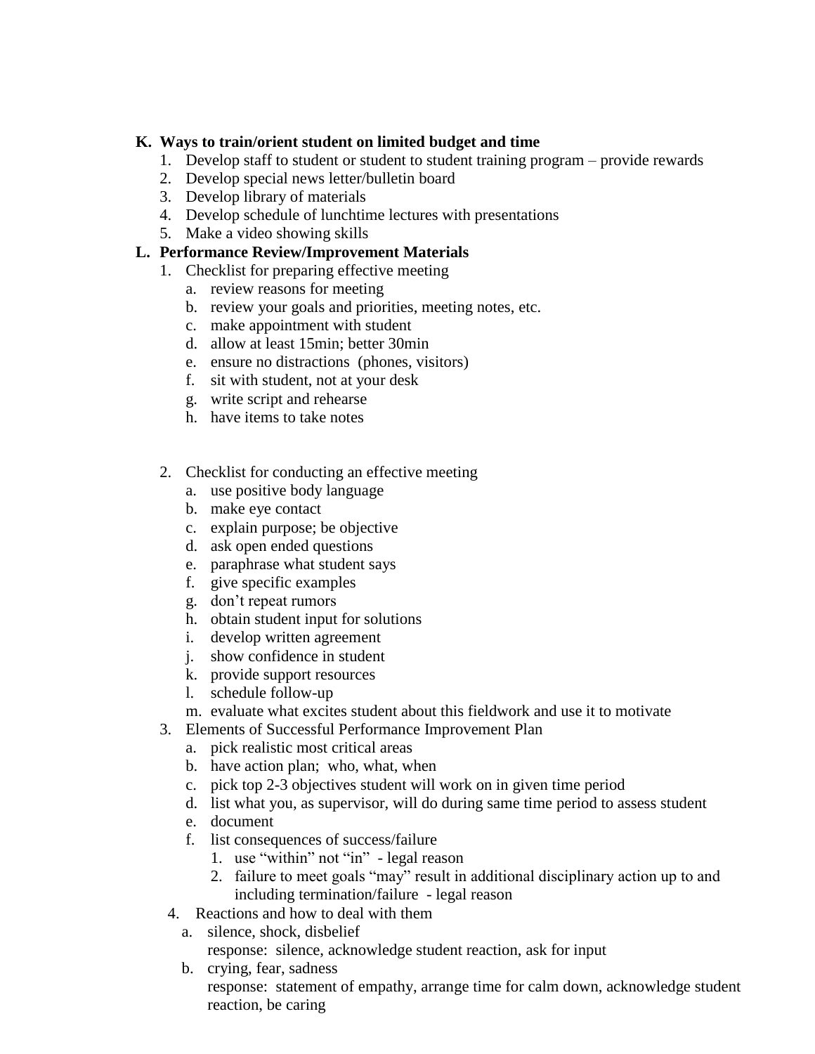**K. Ways to train/orient student on limited budget and time**

1. Develop staff to student or student to student training program – provide rewards
2. Develop special news letter/bulletin board
3. Develop library of materials
4. Develop schedule of lunchtime lectures with presentations
5. Make a video showing skills

**L. Performance Review/Improvement Materials**

1. Checklist for preparing effective meeting
   a. review reasons for meeting
   b. review your goals and priorities, meeting notes, etc.
   c. make appointment with student
   d. allow at least 15min; better 30min
   e. ensure no distractions (phones, visitors)
   f. sit with student, not at your desk
   g. write script and rehearse
   h. have items to take notes

2. Checklist for conducting an effective meeting
   a. use positive body language
   b. make eye contact
   c. explain purpose; be objective
   d. ask open ended questions
   e. paraphrase what student says
   f. give specific examples
   g. don't repeat rumors
   h. obtain student input for solutions
   i. develop written agreement
   j. show confidence in student
   k. provide support resources
   l. schedule follow-up
   m. evaluate what excites student about this fieldwork and use it to motivate
3. Elements of Successful Performance Improvement Plan
   a. pick realistic most critical areas
   b. have action plan; who, what, when
   c. pick top 2-3 objectives student will work on in given time period
   d. list what you, as supervisor, will do during same time period to assess student
   e. document
   f. list consequences of success/failure
      1. use "within" not "in" - legal reason
      2. failure to meet goals "may" result in additional disciplinary action up to and including termination/failure - legal reason
4. Reactions and how to deal with them
   a. silence, shock, disbelief
      response: silence, acknowledge student reaction, ask for input
   b. crying, fear, sadness
      response: statement of empathy, arrange time for calm down, acknowledge student reaction, be caring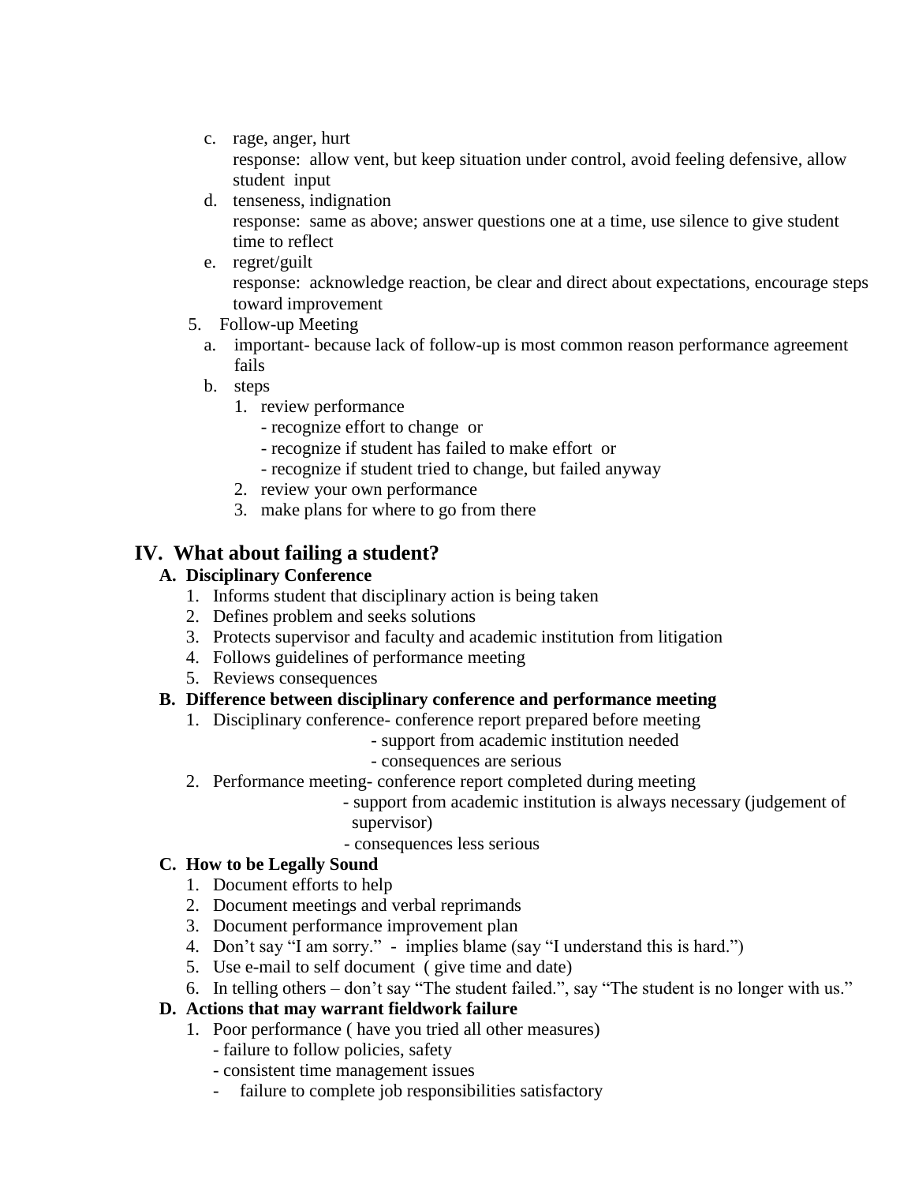c. rage, anger, hurt
   response: allow vent, but keep situation under control, avoid feeling defensive, allow student input
d. tenseness, indignation
   response: same as above; answer questions one at a time, use silence to give student time to reflect
e. regret/guilt
   response: acknowledge reaction, be clear and direct about expectations, encourage steps toward improvement

5. Follow-up Meeting
   a. important- because lack of follow-up is most common reason performance agreement fails
   b. steps
      1. review performance
         - recognize effort to change or
         - recognize if student has failed to make effort or
         - recognize if student tried to change, but failed anyway
      2. review your own performance
      3. make plans for where to go from there

## IV. What about failing a student?

### A. Disciplinary Conference

1. Informs student that disciplinary action is being taken
2. Defines problem and seeks solutions
3. Protects supervisor and faculty and academic institution from litigation
4. Follows guidelines of performance meeting
5. Reviews consequences

### B. Difference between disciplinary conference and performance meeting

1. Disciplinary conference- conference report prepared before meeting
   - support from academic institution needed
   - consequences are serious
2. Performance meeting- conference report completed during meeting
   - support from academic institution is always necessary (judgement of supervisor)
   - consequences less serious

### C. How to be Legally Sound

1. Document efforts to help
2. Document meetings and verbal reprimands
3. Document performance improvement plan
4. Don't say "I am sorry." - implies blame (say "I understand this is hard.")
5. Use e-mail to self document ( give time and date)
6. In telling others – don't say "The student failed.", say "The student is no longer with us."

### D. Actions that may warrant fieldwork failure

1. Poor performance ( have you tried all other measures)
   - failure to follow policies, safety
   - consistent time management issues
   - failure to complete job responsibilities satisfactory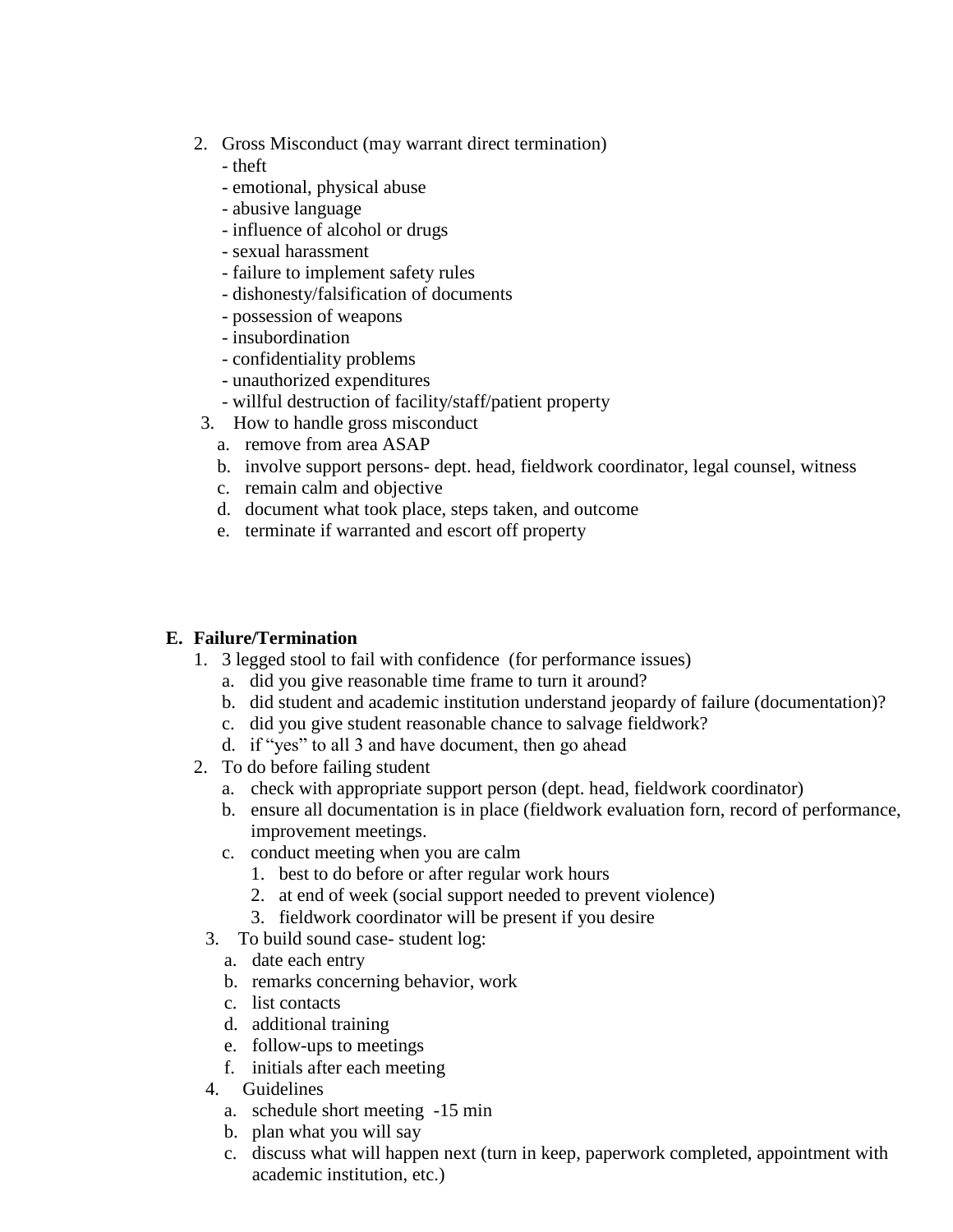2. Gross Misconduct (may warrant direct termination)
   - theft
   - emotional, physical abuse
   - abusive language
   - influence of alcohol or drugs
   - sexual harassment
   - failure to implement safety rules
   - dishonesty/falsification of documents
   - possession of weapons
   - insubordination
   - confidentiality problems
   - unauthorized expenditures
   - willful destruction of facility/staff/patient property
3. How to handle gross misconduct
   a. remove from area ASAP
   b. involve support persons- dept. head, fieldwork coordinator, legal counsel, witness
   c. remain calm and objective
   d. document what took place, steps taken, and outcome
   e. terminate if warranted and escort off property

**E. Failure/Termination**

1. 3 legged stool to fail with confidence (for performance issues)
   a. did you give reasonable time frame to turn it around?
   b. did student and academic institution understand jeopardy of failure (documentation)?
   c. did you give student reasonable chance to salvage fieldwork?
   d. if "yes" to all 3 and have document, then go ahead
2. To do before failing student
   a. check with appropriate support person (dept. head, fieldwork coordinator)
   b. ensure all documentation is in place (fieldwork evaluation forn, record of performance, improvement meetings.
   c. conduct meeting when you are calm
      1. best to do before or after regular work hours
      2. at end of week (social support needed to prevent violence)
      3. fieldwork coordinator will be present if you desire
3. To build sound case- student log:
   a. date each entry
   b. remarks concerning behavior, work
   c. list contacts
   d. additional training
   e. follow-ups to meetings
   f. initials after each meeting
4. Guidelines
   a. schedule short meeting -15 min
   b. plan what you will say
   c. discuss what will happen next (turn in keep, paperwork completed, appointment with academic institution, etc.)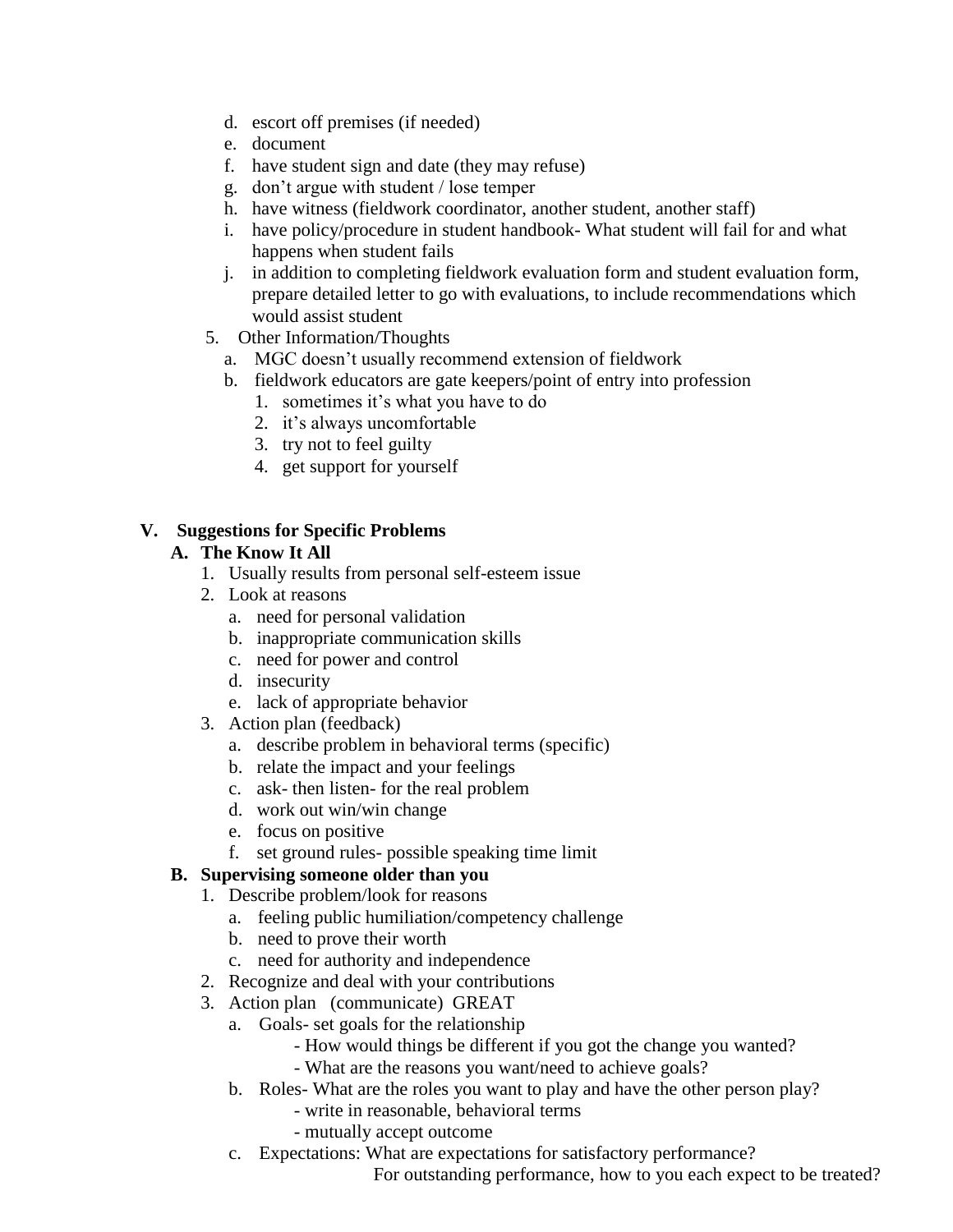d. escort off premises (if needed)
   e. document
   f. have student sign and date (they may refuse)
   g. don't argue with student / lose temper
   h. have witness (fieldwork coordinator, another student, another staff)
   i. have policy/procedure in student handbook- What student will fail for and what happens when student fails
   j. in addition to completing fieldwork evaluation form and student evaluation form, prepare detailed letter to go with evaluations, to include recommendations which would assist student

5. Other Information/Thoughts
   a. MGC doesn't usually recommend extension of fieldwork
   b. fieldwork educators are gate keepers/point of entry into profession
      1. sometimes it's what you have to do
      2. it's always uncomfortable
      3. try not to feel guilty
      4. get support for yourself

## V. Suggestions for Specific Problems

### A. The Know It All

1. Usually results from personal self-esteem issue
2. Look at reasons
   a. need for personal validation
   b. inappropriate communication skills
   c. need for power and control
   d. insecurity
   e. lack of appropriate behavior
3. Action plan (feedback)
   a. describe problem in behavioral terms (specific)
   b. relate the impact and your feelings
   c. ask- then listen- for the real problem
   d. work out win/win change
   e. focus on positive
   f. set ground rules- possible speaking time limit

### B. Supervising someone older than you

1. Describe problem/look for reasons
   a. feeling public humiliation/competency challenge
   b. need to prove their worth
   c. need for authority and independence
2. Recognize and deal with your contributions
3. Action plan (communicate) GREAT
   a. Goals- set goals for the relationship
      - How would things be different if you got the change you wanted?
      - What are the reasons you want/need to achieve goals?
   b. Roles- What are the roles you want to play and have the other person play?
      - write in reasonable, behavioral terms
      - mutually accept outcome
   c. Expectations: What are expectations for satisfactory performance?
      For outstanding performance, how to you each expect to be treated?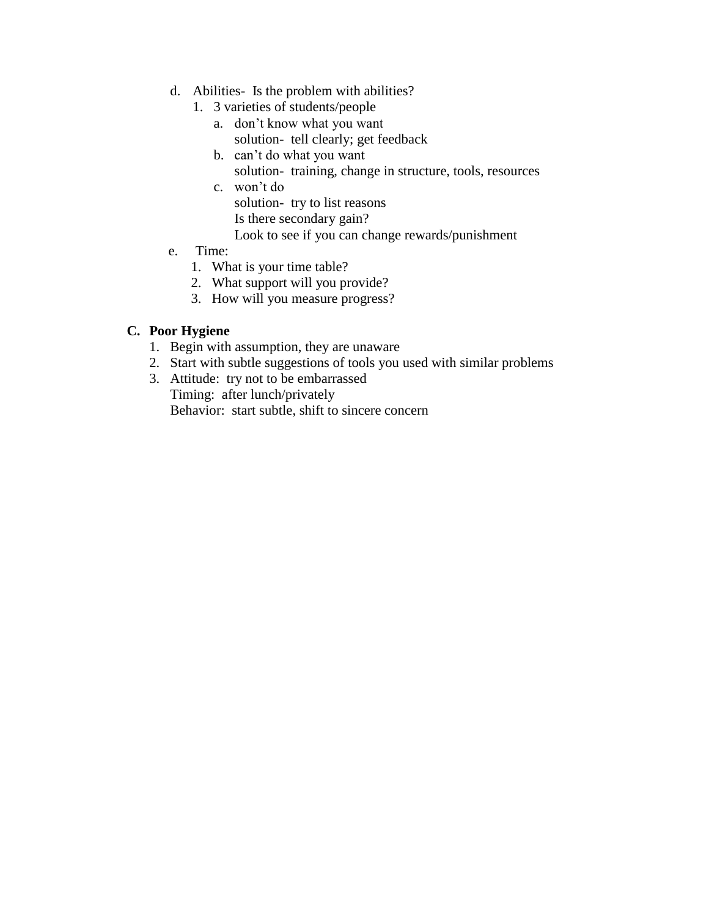d. Abilities- Is the problem with abilities?
   1. 3 varieties of students/people
      a. don't know what you want
         solution- tell clearly; get feedback
      b. can't do what you want
         solution- training, change in structure, tools, resources
      c. won't do
         solution- try to list reasons
         Is there secondary gain?
         Look to see if you can change rewards/punishment

e. Time:
   1. What is your time table?
   2. What support will you provide?
   3. How will you measure progress?

**C. Poor Hygiene**

1. Begin with assumption, they are unaware
2. Start with subtle suggestions of tools you used with similar problems
3. Attitude: try not to be embarrassed
   Timing: after lunch/privately
   Behavior: start subtle, shift to sincere concern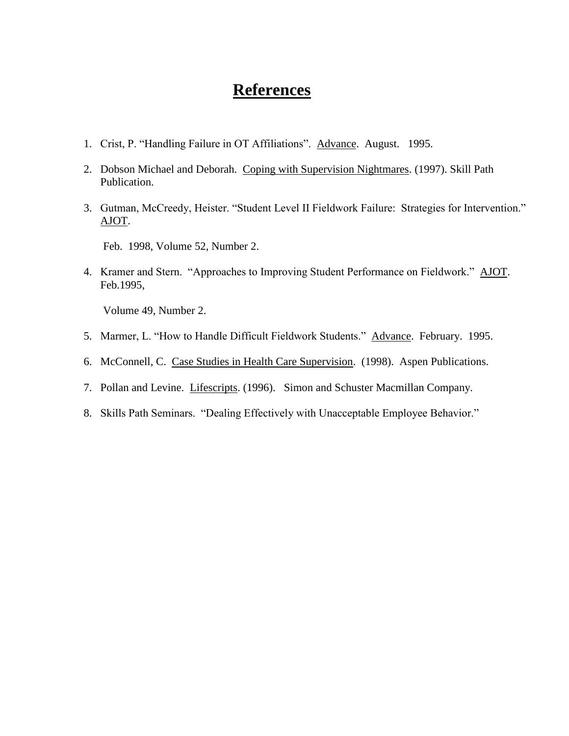# References

1. Crist, P. "Handling Failure in OT Affiliations". Advance. August. 1995.

2. Dobson Michael and Deborah. Coping with Supervision Nightmares. (1997). Skill Path Publication.

3. Gutman, McCreedy, Heister. "Student Level II Fieldwork Failure: Strategies for Intervention." AJOT.

   Feb. 1998, Volume 52, Number 2.

4. Kramer and Stern. "Approaches to Improving Student Performance on Fieldwork." AJOT. Feb.1995,

   Volume 49, Number 2.

5. Marmer, L. "How to Handle Difficult Fieldwork Students." Advance. February. 1995.

6. McConnell, C. Case Studies in Health Care Supervision. (1998). Aspen Publications.

7. Pollan and Levine. Lifescripts. (1996). Simon and Schuster Macmillan Company.

8. Skills Path Seminars. "Dealing Effectively with Unacceptable Employee Behavior."